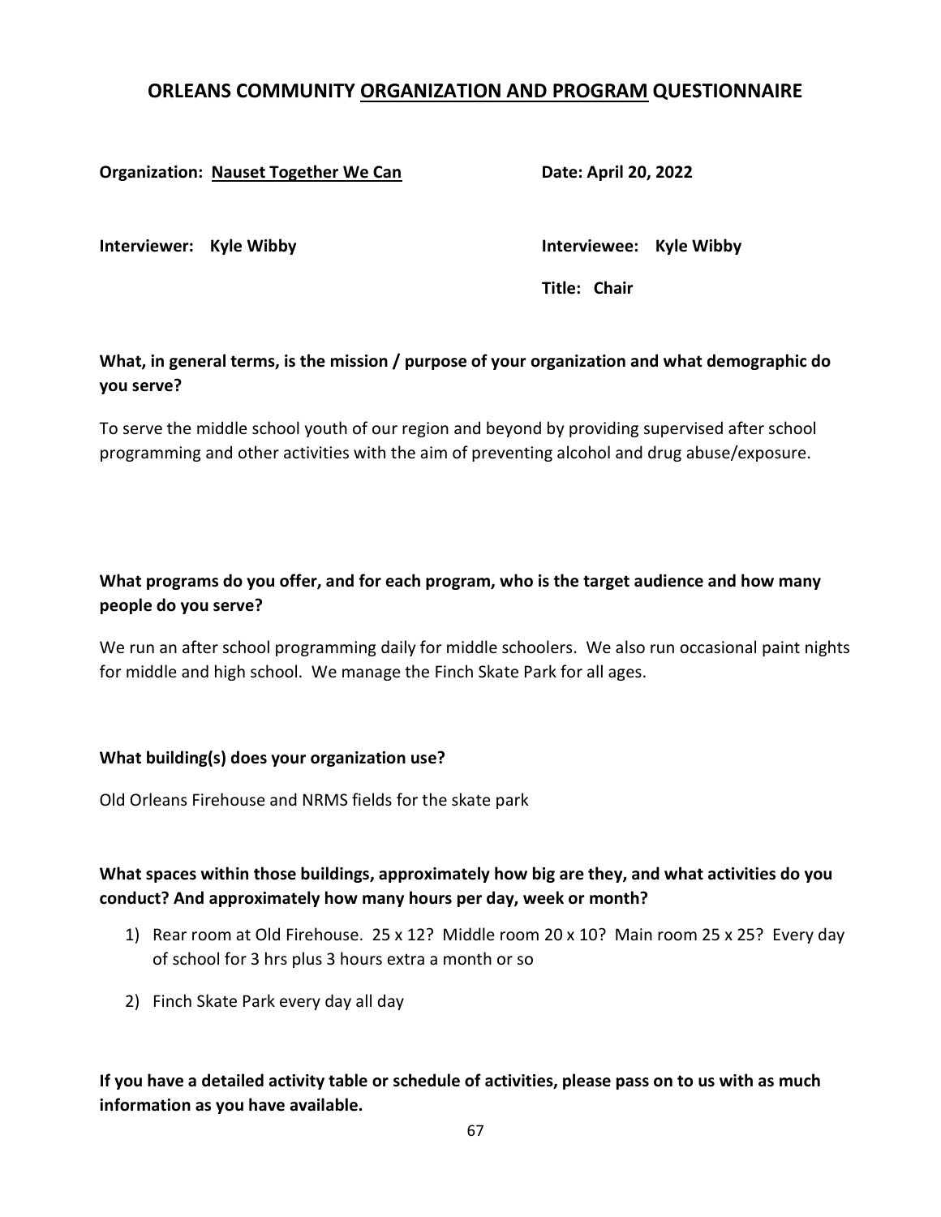## ORLEANS COMMUNITY ORGANIZATION AND PROGRAM QUESTIONNAIRE

**Organization:** **Nauset Together We Can** **Date: April 20, 2022**

**Interviewer: Kyle Wibby** **Interviewee: Kyle Wibby**

**Title: Chair**

**What, in general terms, is the mission / purpose of your organization and what demographic do you serve?**

To serve the middle school youth of our region and beyond by providing supervised after school programming and other activities with the aim of preventing alcohol and drug abuse/exposure.

**What programs do you offer, and for each program, who is the target audience and how many people do you serve?**

We run an after school programming daily for middle schoolers. We also run occasional paint nights for middle and high school. We manage the Finch Skate Park for all ages.

**What building(s) does your organization use?**

Old Orleans Firehouse and NRMS fields for the skate park

**What spaces within those buildings, approximately how big are they, and what activities do you conduct? And approximately how many hours per day, week or month?**

1) Rear room at Old Firehouse. 25 x 12? Middle room 20 x 10? Main room 25 x 25? Every day of school for 3 hrs plus 3 hours extra a month or so
2) Finch Skate Park every day all day

**If you have a detailed activity table or schedule of activities, please pass on to us with as much information as you have available.**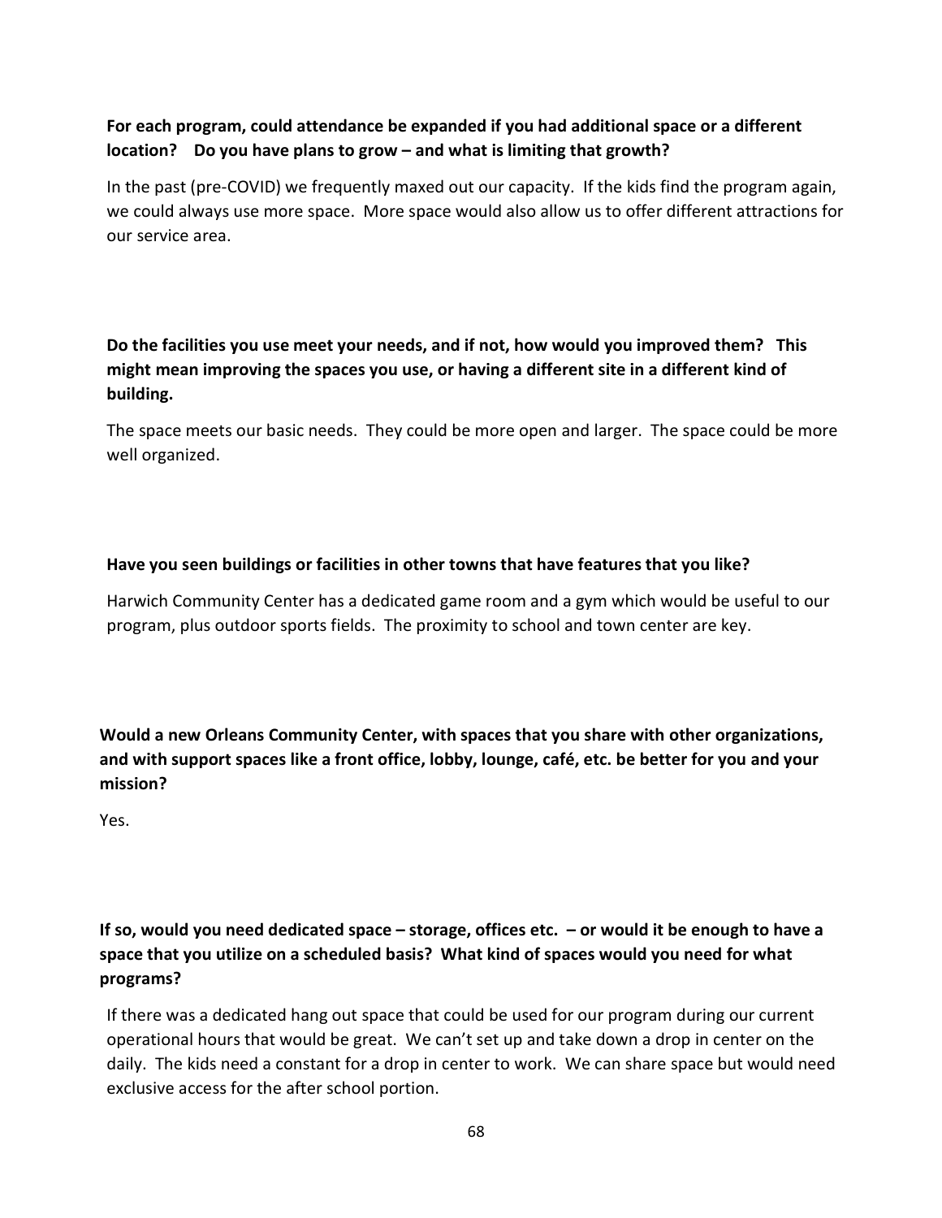**For each program, could attendance be expanded if you had additional space or a different location? Do you have plans to grow – and what is limiting that growth?**

In the past (pre-COVID) we frequently maxed out our capacity. If the kids find the program again, we could always use more space. More space would also allow us to offer different attractions for our service area.

**Do the facilities you use meet your needs, and if not, how would you improved them? This might mean improving the spaces you use, or having a different site in a different kind of building.**

The space meets our basic needs. They could be more open and larger. The space could be more well organized.

**Have you seen buildings or facilities in other towns that have features that you like?**

Harwich Community Center has a dedicated game room and a gym which would be useful to our program, plus outdoor sports fields. The proximity to school and town center are key.

**Would a new Orleans Community Center, with spaces that you share with other organizations, and with support spaces like a front office, lobby, lounge, café, etc. be better for you and your mission?**

Yes.

**If so, would you need dedicated space – storage, offices etc. – or would it be enough to have a space that you utilize on a scheduled basis? What kind of spaces would you need for what programs?**

If there was a dedicated hang out space that could be used for our program during our current operational hours that would be great. We can't set up and take down a drop in center on the daily. The kids need a constant for a drop in center to work. We can share space but would need exclusive access for the after school portion.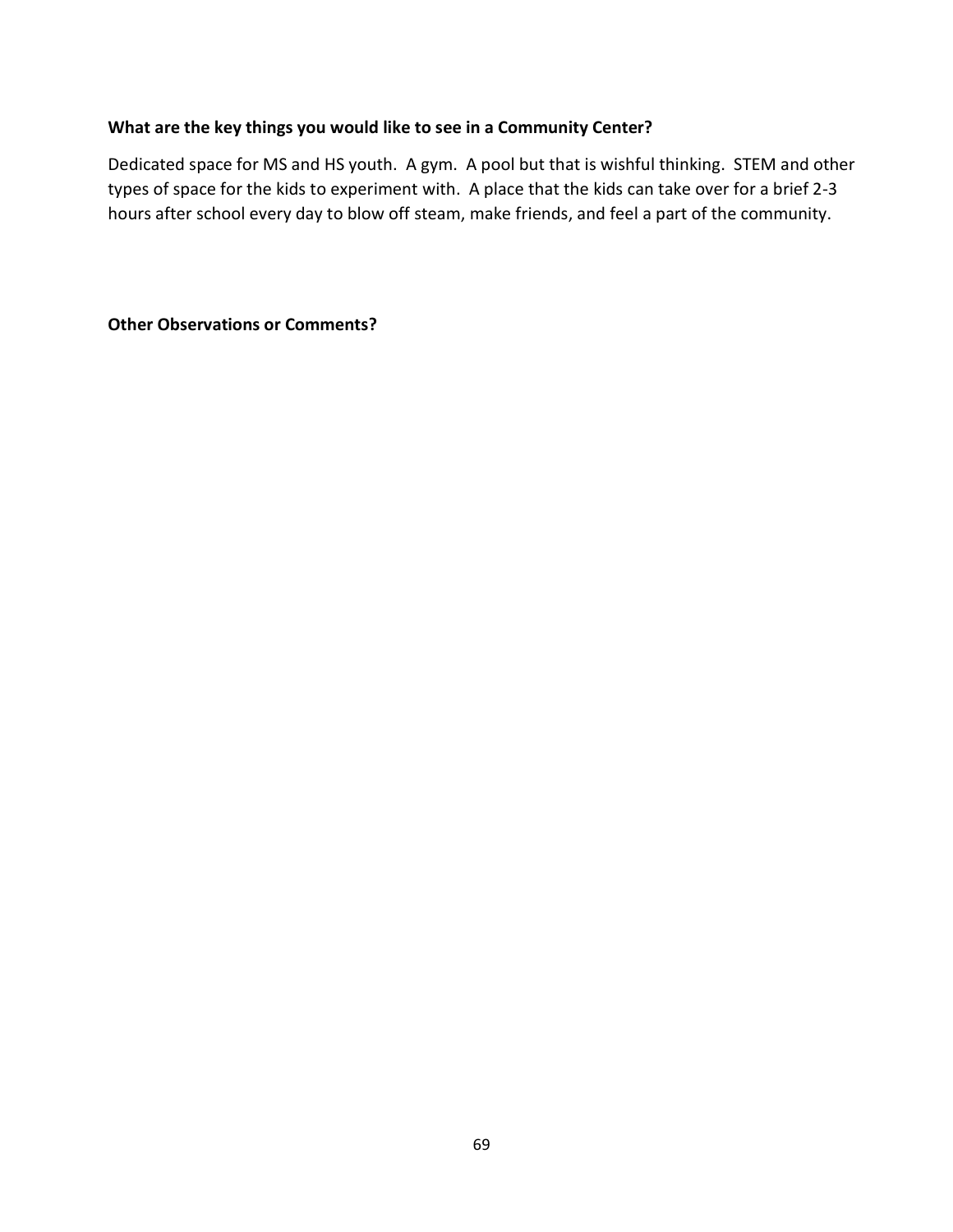**What are the key things you would like to see in a Community Center?**

Dedicated space for MS and HS youth. A gym. A pool but that is wishful thinking. STEM and other types of space for the kids to experiment with. A place that the kids can take over for a brief 2-3 hours after school every day to blow off steam, make friends, and feel a part of the community.

**Other Observations or Comments?**